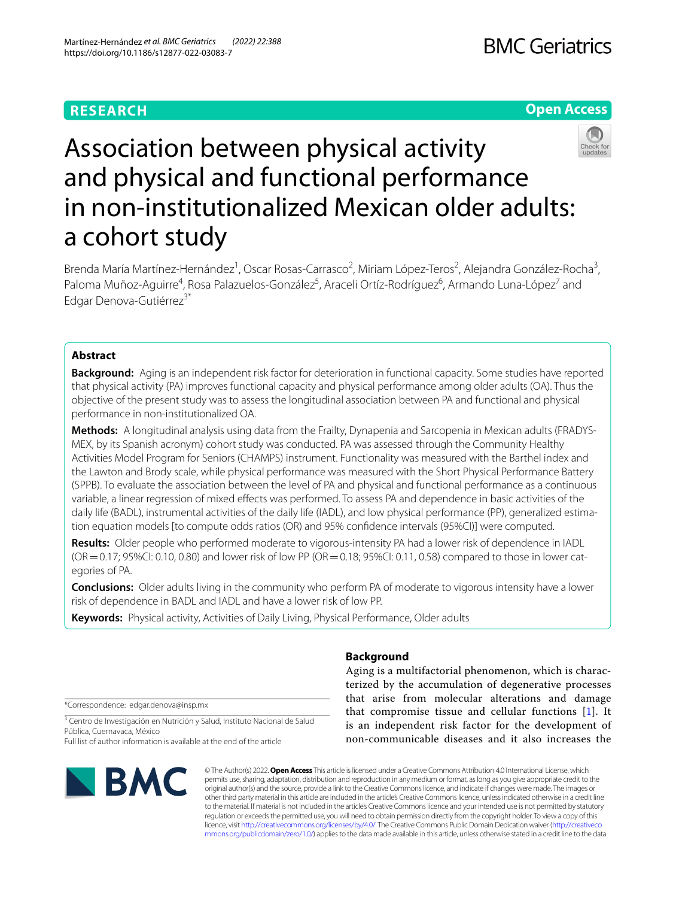**RESEARCH** **Open Access**

# Association between physical activity and physical and functional performance in non-institutionalized Mexican older adults: a cohort study

Brenda María Martínez-Hernández[1], Oscar Rosas-Carrasco[2], Miriam López-Teros[2], Alejandra González-Rocha[3], Paloma Muñoz-Aguirre[4], Rosa Palazuelos-González[5], Araceli Ortíz-Rodríguez[6], Armando Luna-López[7] and Edgar Denova-Gutiérrez[3*]

## Abstract

**Background:** Aging is an independent risk factor for deterioration in functional capacity. Some studies have reported that physical activity (PA) improves functional capacity and physical performance among older adults (OA). Thus the objective of the present study was to assess the longitudinal association between PA and functional and physical performance in non-institutionalized OA.

**Methods:** A longitudinal analysis using data from the Frailty, Dynapenia and Sarcopenia in Mexican adults (FRADYSMEX, by its Spanish acronym) cohort study was conducted. PA was assessed through the Community Healthy Activities Model Program for Seniors (CHAMPS) instrument. Functionality was measured with the Barthel index and the Lawton and Brody scale, while physical performance was measured with the Short Physical Performance Battery (SPPB). To evaluate the association between the level of PA and physical and functional performance as a continuous variable, a linear regression of mixed effects was performed. To assess PA and dependence in basic activities of the daily life (BADL), instrumental activities of the daily life (IADL), and low physical performance (PP), generalized estimation equation models [to compute odds ratios (OR) and 95% confidence intervals (95%CI)] were computed.

**Results:** Older people who performed moderate to vigorous-intensity PA had a lower risk of dependence in IADL (OR = 0.17; 95%CI: 0.10, 0.80) and lower risk of low PP (OR = 0.18; 95%CI: 0.11, 0.58) compared to those in lower categories of PA.

**Conclusions:** Older adults living in the community who perform PA of moderate to vigorous intensity have a lower risk of dependence in BADL and IADL and have a lower risk of low PP.

**Keywords:** Physical activity, Activities of Daily Living, Physical Performance, Older adults

## Background

Aging is a multifactorial phenomenon, which is characterized by the accumulation of degenerative processes that arise from molecular alterations and damage that compromise tissue and cellular functions [1]. It is an independent risk factor for the development of non-communicable diseases and it also increases the

*Correspondence: edgar.denova@insp.mx

[3] Centro de Investigación en Nutrición y Salud, Instituto Nacional de Salud Pública, Cuernavaca, México

Full list of author information is available at the end of the article

© The Author(s) 2022. **Open Access** This article is licensed under a Creative Commons Attribution 4.0 International License, which permits use, sharing, adaptation, distribution and reproduction in any medium or format, as long as you give appropriate credit to the original author(s) and the source, provide a link to the Creative Commons licence, and indicate if changes were made. The images or other third party material in this article are included in the article's Creative Commons licence, unless indicated otherwise in a credit line to the material. If material is not included in the article's Creative Commons licence and your intended use is not permitted by statutory regulation or exceeds the permitted use, you will need to obtain permission directly from the copyright holder. To view a copy of this licence, visit http://creativecommons.org/licenses/by/4.0/. The Creative Commons Public Domain Dedication waiver (http://creativecommons.org/publicdomain/zero/1.0/) applies to the data made available in this article, unless otherwise stated in a credit line to the data.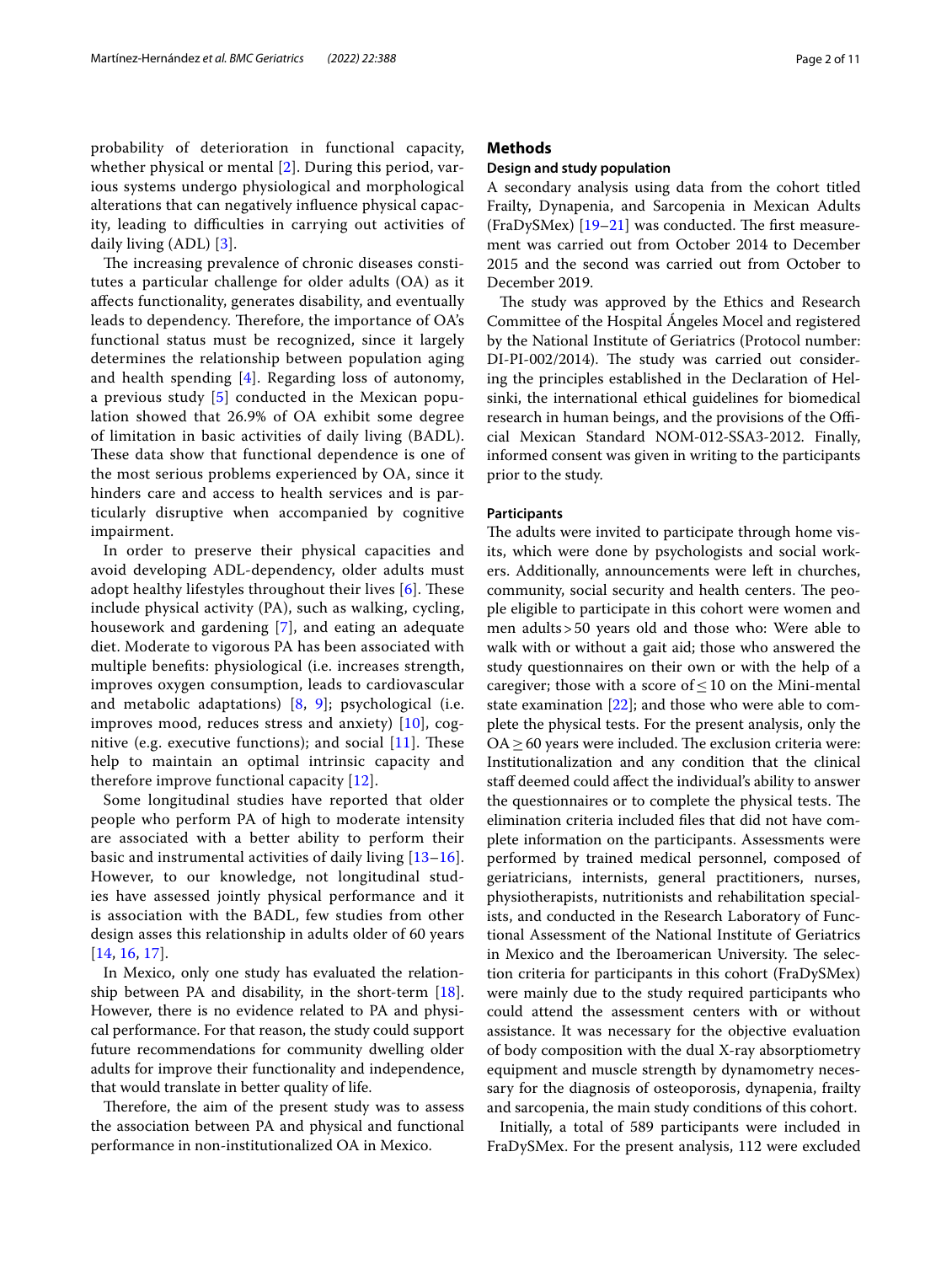probability of deterioration in functional capacity, whether physical or mental [2]. During this period, various systems undergo physiological and morphological alterations that can negatively influence physical capacity, leading to difficulties in carrying out activities of daily living (ADL) [3].

The increasing prevalence of chronic diseases constitutes a particular challenge for older adults (OA) as it affects functionality, generates disability, and eventually leads to dependency. Therefore, the importance of OA's functional status must be recognized, since it largely determines the relationship between population aging and health spending [4]. Regarding loss of autonomy, a previous study [5] conducted in the Mexican population showed that 26.9% of OA exhibit some degree of limitation in basic activities of daily living (BADL). These data show that functional dependence is one of the most serious problems experienced by OA, since it hinders care and access to health services and is particularly disruptive when accompanied by cognitive impairment.

In order to preserve their physical capacities and avoid developing ADL-dependency, older adults must adopt healthy lifestyles throughout their lives [6]. These include physical activity (PA), such as walking, cycling, housework and gardening [7], and eating an adequate diet. Moderate to vigorous PA has been associated with multiple benefits: physiological (i.e. increases strength, improves oxygen consumption, leads to cardiovascular and metabolic adaptations) [8, 9]; psychological (i.e. improves mood, reduces stress and anxiety) [10], cognitive (e.g. executive functions); and social [11]. These help to maintain an optimal intrinsic capacity and therefore improve functional capacity [12].

Some longitudinal studies have reported that older people who perform PA of high to moderate intensity are associated with a better ability to perform their basic and instrumental activities of daily living [13–16]. However, to our knowledge, not longitudinal studies have assessed jointly physical performance and it is association with the BADL, few studies from other design asses this relationship in adults older of 60 years [14, 16, 17].

In Mexico, only one study has evaluated the relationship between PA and disability, in the short-term [18]. However, there is no evidence related to PA and physical performance. For that reason, the study could support future recommendations for community dwelling older adults for improve their functionality and independence, that would translate in better quality of life.

Therefore, the aim of the present study was to assess the association between PA and physical and functional performance in non-institutionalized OA in Mexico.

## Methods

### Design and study population

A secondary analysis using data from the cohort titled Frailty, Dynapenia, and Sarcopenia in Mexican Adults (FraDySMex) [19–21] was conducted. The first measurement was carried out from October 2014 to December 2015 and the second was carried out from October to December 2019.

The study was approved by the Ethics and Research Committee of the Hospital Ángeles Mocel and registered by the National Institute of Geriatrics (Protocol number: DI-PI-002/2014). The study was carried out considering the principles established in the Declaration of Helsinki, the international ethical guidelines for biomedical research in human beings, and the provisions of the Official Mexican Standard NOM-012-SSA3-2012. Finally, informed consent was given in writing to the participants prior to the study.

#### Participants

The adults were invited to participate through home visits, which were done by psychologists and social workers. Additionally, announcements were left in churches, community, social security and health centers. The people eligible to participate in this cohort were women and men adults > 50 years old and those who: Were able to walk with or without a gait aid; those who answered the study questionnaires on their own or with the help of a caregiver; those with a score of ≤ 10 on the Mini-mental state examination [22]; and those who were able to complete the physical tests. For the present analysis, only the OA ≥ 60 years were included. The exclusion criteria were: Institutionalization and any condition that the clinical staff deemed could affect the individual's ability to answer the questionnaires or to complete the physical tests. The elimination criteria included files that did not have complete information on the participants. Assessments were performed by trained medical personnel, composed of geriatricians, internists, general practitioners, nurses, physiotherapists, nutritionists and rehabilitation specialists, and conducted in the Research Laboratory of Functional Assessment of the National Institute of Geriatrics in Mexico and the Iberoamerican University. The selection criteria for participants in this cohort (FraDySMex) were mainly due to the study required participants who could attend the assessment centers with or without assistance. It was necessary for the objective evaluation of body composition with the dual X-ray absorptiometry equipment and muscle strength by dynamometry necessary for the diagnosis of osteoporosis, dynapenia, frailty and sarcopenia, the main study conditions of this cohort.

Initially, a total of 589 participants were included in FraDySMex. For the present analysis, 112 were excluded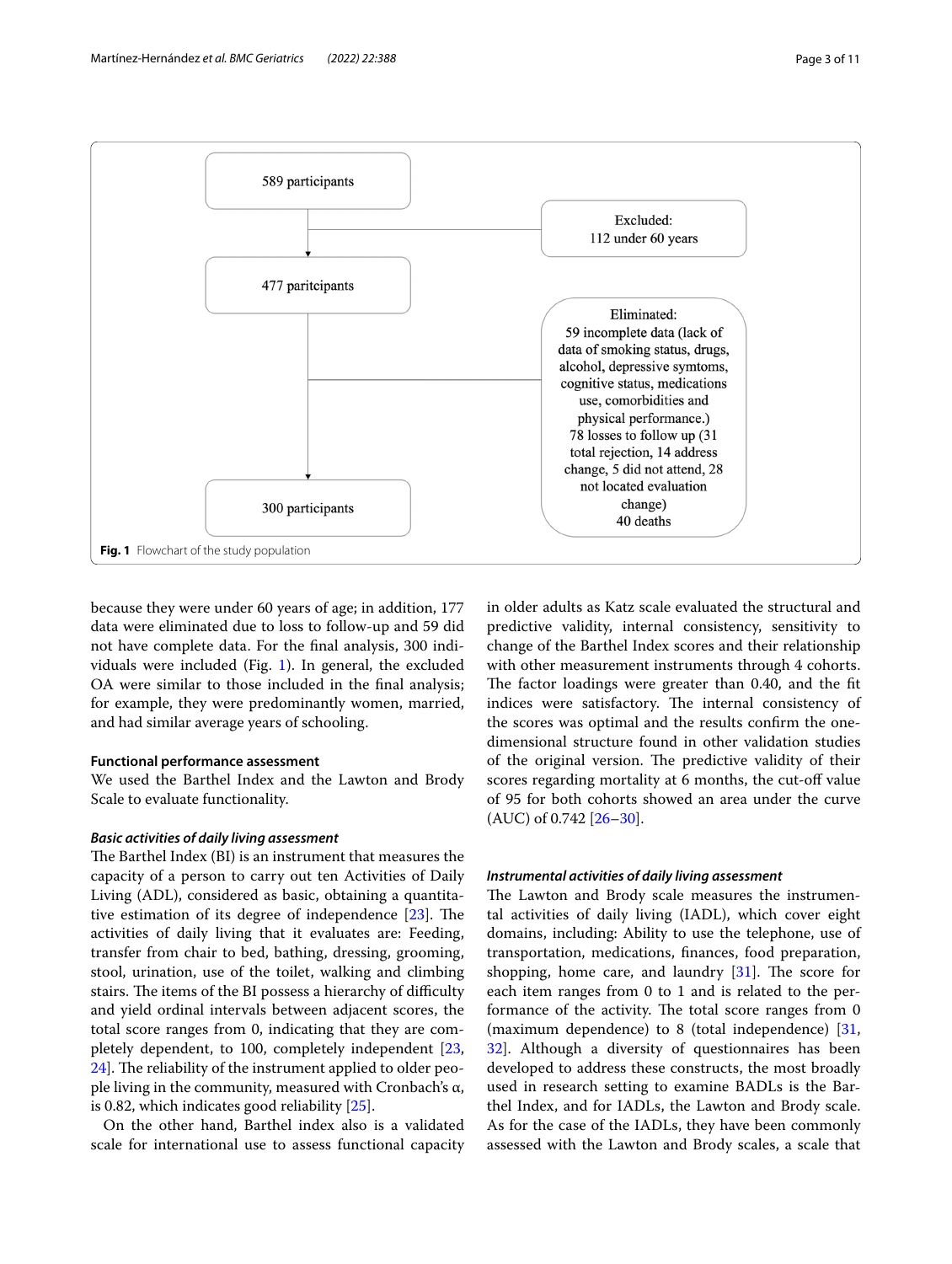589 participants

Excluded: 112 under 60 years

477 paritcipants

Eliminated: 59 incomplete data (lack of data of smoking status, drugs, alcohol, depressive symtoms, cognitive status, medications use, comorbidities and physical performance.) 78 losses to follow up (31 total rejection, 14 address change, 5 did not attend, 28 not located evaluation change) 40 deaths

300 participants

**Fig. 1** Flowchart of the study population

because they were under 60 years of age; in addition, 177 data were eliminated due to loss to follow-up and 59 did not have complete data. For the final analysis, 300 individuals were included (Fig. 1). In general, the excluded OA were similar to those included in the final analysis; for example, they were predominantly women, married, and had similar average years of schooling.

### Functional performance assessment

We used the Barthel Index and the Lawton and Brody Scale to evaluate functionality.

#### *Basic activities of daily living assessment*

The Barthel Index (BI) is an instrument that measures the capacity of a person to carry out ten Activities of Daily Living (ADL), considered as basic, obtaining a quantitative estimation of its degree of independence [23]. The activities of daily living that it evaluates are: Feeding, transfer from chair to bed, bathing, dressing, grooming, stool, urination, use of the toilet, walking and climbing stairs. The items of the BI possess a hierarchy of difficulty and yield ordinal intervals between adjacent scores, the total score ranges from 0, indicating that they are completely dependent, to 100, completely independent [23, 24]. The reliability of the instrument applied to older people living in the community, measured with Cronbach's α, is 0.82, which indicates good reliability [25].

On the other hand, Barthel index also is a validated scale for international use to assess functional capacity in older adults as Katz scale evaluated the structural and predictive validity, internal consistency, sensitivity to change of the Barthel Index scores and their relationship with other measurement instruments through 4 cohorts. The factor loadings were greater than 0.40, and the fit indices were satisfactory. The internal consistency of the scores was optimal and the results confirm the one-dimensional structure found in other validation studies of the original version. The predictive validity of their scores regarding mortality at 6 months, the cut-off value of 95 for both cohorts showed an area under the curve (AUC) of 0.742 [26–30].

#### *Instrumental activities of daily living assessment*

The Lawton and Brody scale measures the instrumental activities of daily living (IADL), which cover eight domains, including: Ability to use the telephone, use of transportation, medications, finances, food preparation, shopping, home care, and laundry [31]. The score for each item ranges from 0 to 1 and is related to the performance of the activity. The total score ranges from 0 (maximum dependence) to 8 (total independence) [31, 32]. Although a diversity of questionnaires has been developed to address these constructs, the most broadly used in research setting to examine BADLs is the Barthel Index, and for IADLs, the Lawton and Brody scale. As for the case of the IADLs, they have been commonly assessed with the Lawton and Brody scales, a scale that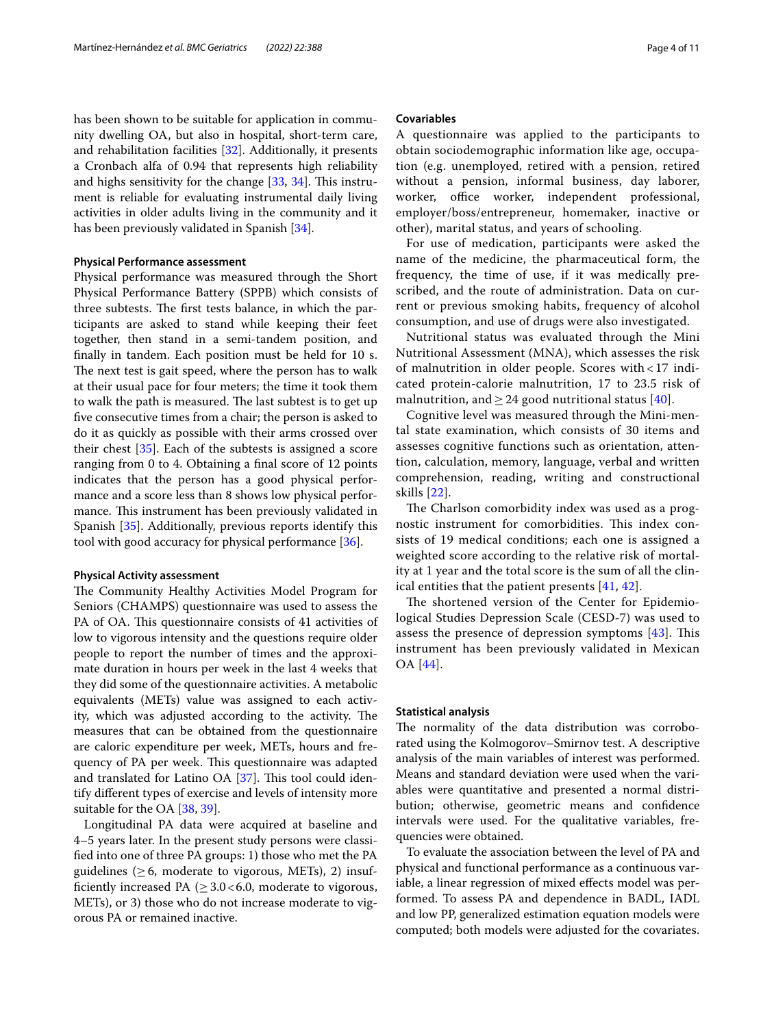has been shown to be suitable for application in community dwelling OA, but also in hospital, short-term care, and rehabilitation facilities [32]. Additionally, it presents a Cronbach alfa of 0.94 that represents high reliability and highs sensitivity for the change [33, 34]. This instrument is reliable for evaluating instrumental daily living activities in older adults living in the community and it has been previously validated in Spanish [34].

#### Physical Performance assessment

Physical performance was measured through the Short Physical Performance Battery (SPPB) which consists of three subtests. The first tests balance, in which the participants are asked to stand while keeping their feet together, then stand in a semi-tandem position, and finally in tandem. Each position must be held for 10 s. The next test is gait speed, where the person has to walk at their usual pace for four meters; the time it took them to walk the path is measured. The last subtest is to get up five consecutive times from a chair; the person is asked to do it as quickly as possible with their arms crossed over their chest [35]. Each of the subtests is assigned a score ranging from 0 to 4. Obtaining a final score of 12 points indicates that the person has a good physical performance and a score less than 8 shows low physical performance. This instrument has been previously validated in Spanish [35]. Additionally, previous reports identify this tool with good accuracy for physical performance [36].

#### Physical Activity assessment

The Community Healthy Activities Model Program for Seniors (CHAMPS) questionnaire was used to assess the PA of OA. This questionnaire consists of 41 activities of low to vigorous intensity and the questions require older people to report the number of times and the approximate duration in hours per week in the last 4 weeks that they did some of the questionnaire activities. A metabolic equivalents (METs) value was assigned to each activity, which was adjusted according to the activity. The measures that can be obtained from the questionnaire are caloric expenditure per week, METs, hours and frequency of PA per week. This questionnaire was adapted and translated for Latino OA [37]. This tool could identify different types of exercise and levels of intensity more suitable for the OA [38, 39].

Longitudinal PA data were acquired at baseline and 4–5 years later. In the present study persons were classified into one of three PA groups: 1) those who met the PA guidelines ($\geq 6$, moderate to vigorous, METs), 2) insufficiently increased PA ($\geq 3.0 < 6.0$, moderate to vigorous, METs), or 3) those who do not increase moderate to vigorous PA or remained inactive.

#### Covariables

A questionnaire was applied to the participants to obtain sociodemographic information like age, occupation (e.g. unemployed, retired with a pension, retired without a pension, informal business, day laborer, worker, office worker, independent professional, employer/boss/entrepreneur, homemaker, inactive or other), marital status, and years of schooling.

For use of medication, participants were asked the name of the medicine, the pharmaceutical form, the frequency, the time of use, if it was medically prescribed, and the route of administration. Data on current or previous smoking habits, frequency of alcohol consumption, and use of drugs were also investigated.

Nutritional status was evaluated through the Mini Nutritional Assessment (MNA), which assesses the risk of malnutrition in older people. Scores with $< 17$ indicated protein-calorie malnutrition, 17 to 23.5 risk of malnutrition, and $\geq 24$ good nutritional status [40].

Cognitive level was measured through the Mini-mental state examination, which consists of 30 items and assesses cognitive functions such as orientation, attention, calculation, memory, language, verbal and written comprehension, reading, writing and constructional skills [22].

The Charlson comorbidity index was used as a prognostic instrument for comorbidities. This index consists of 19 medical conditions; each one is assigned a weighted score according to the relative risk of mortality at 1 year and the total score is the sum of all the clinical entities that the patient presents [41, 42].

The shortened version of the Center for Epidemiological Studies Depression Scale (CESD-7) was used to assess the presence of depression symptoms [43]. This instrument has been previously validated in Mexican OA [44].

#### Statistical analysis

The normality of the data distribution was corroborated using the Kolmogorov–Smirnov test. A descriptive analysis of the main variables of interest was performed. Means and standard deviation were used when the variables were quantitative and presented a normal distribution; otherwise, geometric means and confidence intervals were used. For the qualitative variables, frequencies were obtained.

To evaluate the association between the level of PA and physical and functional performance as a continuous variable, a linear regression of mixed effects model was performed. To assess PA and dependence in BADL, IADL and low PP, generalized estimation equation models were computed; both models were adjusted for the covariates.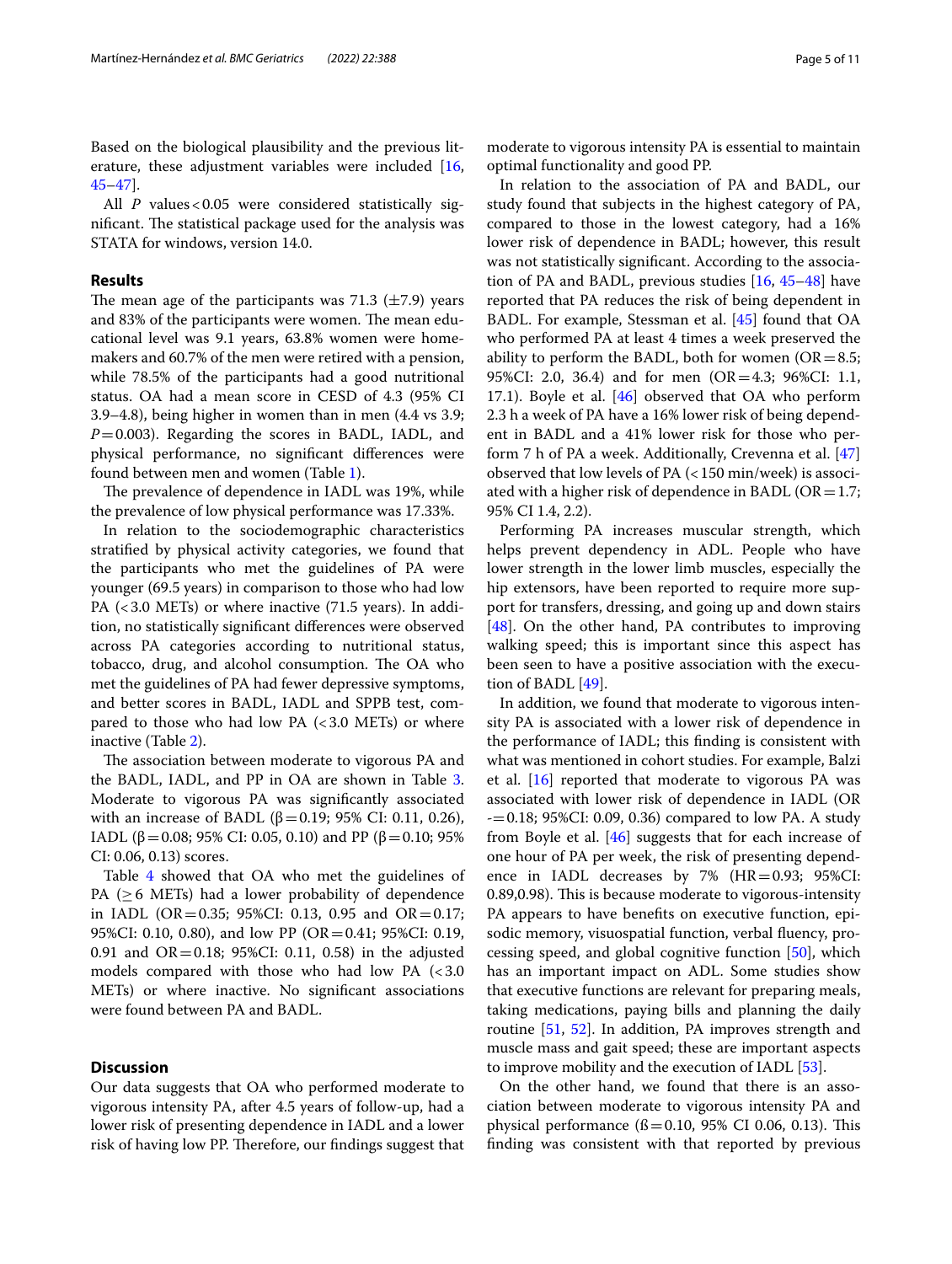Based on the biological plausibility and the previous literature, these adjustment variables were included [16, 45–47].

All *P* values < 0.05 were considered statistically significant. The statistical package used for the analysis was STATA for windows, version 14.0.

## Results

The mean age of the participants was 71.3 (±7.9) years and 83% of the participants were women. The mean educational level was 9.1 years, 63.8% women were homemakers and 60.7% of the men were retired with a pension, while 78.5% of the participants had a good nutritional status. OA had a mean score in CESD of 4.3 (95% CI 3.9–4.8), being higher in women than in men (4.4 vs 3.9; $P = 0.003$). Regarding the scores in BADL, IADL, and physical performance, no significant differences were found between men and women (Table 1).

The prevalence of dependence in IADL was 19%, while the prevalence of low physical performance was 17.33%.

In relation to the sociodemographic characteristics stratified by physical activity categories, we found that the participants who met the guidelines of PA were younger (69.5 years) in comparison to those who had low PA (< 3.0 METs) or where inactive (71.5 years). In addition, no statistically significant differences were observed across PA categories according to nutritional status, tobacco, drug, and alcohol consumption. The OA who met the guidelines of PA had fewer depressive symptoms, and better scores in BADL, IADL and SPPB test, compared to those who had low PA (< 3.0 METs) or where inactive (Table 2).

The association between moderate to vigorous PA and the BADL, IADL, and PP in OA are shown in Table 3. Moderate to vigorous PA was significantly associated with an increase of BADL (β = 0.19; 95% CI: 0.11, 0.26), IADL (β = 0.08; 95% CI: 0.05, 0.10) and PP (β = 0.10; 95% CI: 0.06, 0.13) scores.

Table 4 showed that OA who met the guidelines of PA (≥ 6 METs) had a lower probability of dependence in IADL (OR = 0.35; 95%CI: 0.13, 0.95 and OR = 0.17; 95%CI: 0.10, 0.80), and low PP (OR = 0.41; 95%CI: 0.19, 0.91 and OR = 0.18; 95%CI: 0.11, 0.58) in the adjusted models compared with those who had low PA (< 3.0 METs) or where inactive. No significant associations were found between PA and BADL.

## Discussion

Our data suggests that OA who performed moderate to vigorous intensity PA, after 4.5 years of follow-up, had a lower risk of presenting dependence in IADL and a lower risk of having low PP. Therefore, our findings suggest that moderate to vigorous intensity PA is essential to maintain optimal functionality and good PP.

In relation to the association of PA and BADL, our study found that subjects in the highest category of PA, compared to those in the lowest category, had a 16% lower risk of dependence in BADL; however, this result was not statistically significant. According to the association of PA and BADL, previous studies [16, 45–48] have reported that PA reduces the risk of being dependent in BADL. For example, Stessman et al. [45] found that OA who performed PA at least 4 times a week preserved the ability to perform the BADL, both for women (OR = 8.5; 95%CI: 2.0, 36.4) and for men (OR = 4.3; 96%CI: 1.1, 17.1). Boyle et al. [46] observed that OA who perform 2.3 h a week of PA have a 16% lower risk of being dependent in BADL and a 41% lower risk for those who perform 7 h of PA a week. Additionally, Crevenna et al. [47] observed that low levels of PA (< 150 min/week) is associated with a higher risk of dependence in BADL (OR = 1.7; 95% CI 1.4, 2.2).

Performing PA increases muscular strength, which helps prevent dependency in ADL. People who have lower strength in the lower limb muscles, especially the hip extensors, have been reported to require more support for transfers, dressing, and going up and down stairs [48]. On the other hand, PA contributes to improving walking speed; this is important since this aspect has been seen to have a positive association with the execution of BADL [49].

In addition, we found that moderate to vigorous intensity PA is associated with a lower risk of dependence in the performance of IADL; this finding is consistent with what was mentioned in cohort studies. For example, Balzi et al. [16] reported that moderate to vigorous PA was associated with lower risk of dependence in IADL (OR -= 0.18; 95%CI: 0.09, 0.36) compared to low PA. A study from Boyle et al. [46] suggests that for each increase of one hour of PA per week, the risk of presenting dependence in IADL decreases by 7% (HR = 0.93; 95%CI: 0.89,0.98). This is because moderate to vigorous-intensity PA appears to have benefits on executive function, episodic memory, visuospatial function, verbal fluency, processing speed, and global cognitive function [50], which has an important impact on ADL. Some studies show that executive functions are relevant for preparing meals, taking medications, paying bills and planning the daily routine [51, 52]. In addition, PA improves strength and muscle mass and gait speed; these are important aspects to improve mobility and the execution of IADL [53].

On the other hand, we found that there is an association between moderate to vigorous intensity PA and physical performance (ß = 0.10, 95% CI 0.06, 0.13). This finding was consistent with that reported by previous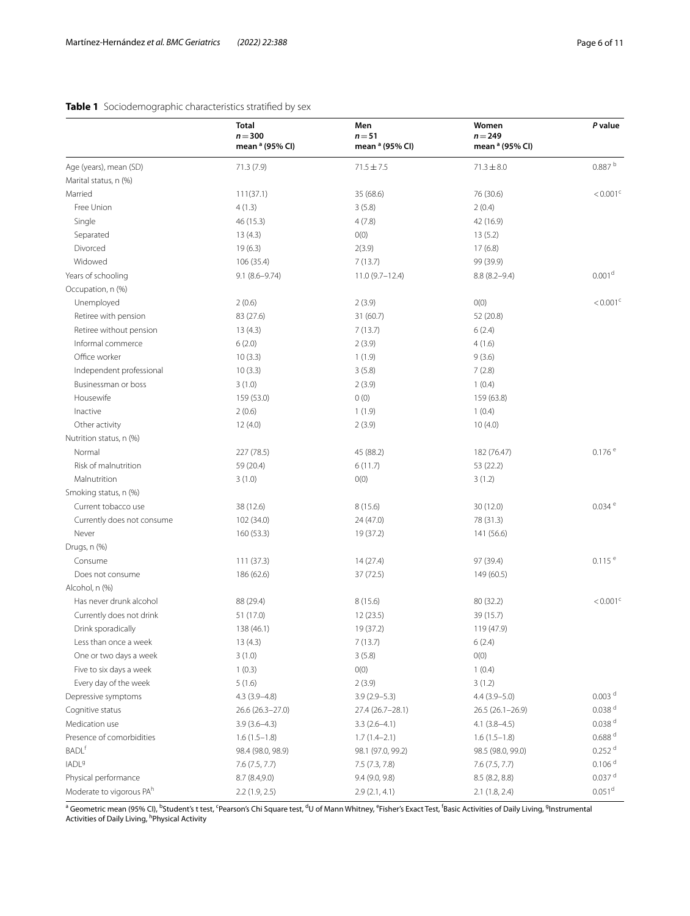**Table 1** Sociodemographic characteristics stratified by sex

| | Total<br>$n = 300$<br>mean [a] (95% CI) | Men<br>$n = 51$<br>mean [a] (95% CI) | Women<br>$n = 249$<br>mean [a] (95% CI) | *P* value |
|---|---|---|---|---|
| Age (years), mean (SD) | 71.3 (7.9) | 71.5 ± 7.5 | 71.3 ± 8.0 | 0.887 [b] |
| Marital status, n (%) | | | | |
| Married | 111(37.1) | 35 (68.6) | 76 (30.6) | < 0.001 [c] |
| Free Union | 4 (1.3) | 3 (5.8) | 2 (0.4) | |
| Single | 46 (15.3) | 4 (7.8) | 42 (16.9) | |
| Separated | 13 (4.3) | 0(0) | 13 (5.2) | |
| Divorced | 19 (6.3) | 2(3.9) | 17 (6.8) | |
| Widowed | 106 (35.4) | 7 (13.7) | 99 (39.9) | |
| Years of schooling | 9.1 (8.6–9.74) | 11.0 (9.7–12.4) | 8.8 (8.2–9.4) | 0.001 [d] |
| Occupation, n (%) | | | | |
| Unemployed | 2 (0.6) | 2 (3.9) | 0(0) | < 0.001 [c] |
| Retiree with pension | 83 (27.6) | 31 (60.7) | 52 (20.8) | |
| Retiree without pension | 13 (4.3) | 7 (13.7) | 6 (2.4) | |
| Informal commerce | 6 (2.0) | 2 (3.9) | 4 (1.6) | |
| Office worker | 10 (3.3) | 1 (1.9) | 9 (3.6) | |
| Independent professional | 10 (3.3) | 3 (5.8) | 7 (2.8) | |
| Businessman or boss | 3 (1.0) | 2 (3.9) | 1 (0.4) | |
| Housewife | 159 (53.0) | 0 (0) | 159 (63.8) | |
| Inactive | 2 (0.6) | 1 (1.9) | 1 (0.4) | |
| Other activity | 12 (4.0) | 2 (3.9) | 10 (4.0) | |
| Nutrition status, n (%) | | | | |
| Normal | 227 (78.5) | 45 (88.2) | 182 (76.47) | 0.176 [e] |
| Risk of malnutrition | 59 (20.4) | 6 (11.7) | 53 (22.2) | |
| Malnutrition | 3 (1.0) | 0(0) | 3 (1.2) | |
| Smoking status, n (%) | | | | |
| Current tobacco use | 38 (12.6) | 8 (15.6) | 30 (12.0) | 0.034 [e] |
| Currently does not consume | 102 (34.0) | 24 (47.0) | 78 (31.3) | |
| Never | 160 (53.3) | 19 (37.2) | 141 (56.6) | |
| Drugs, n (%) | | | | |
| Consume | 111 (37.3) | 14 (27.4) | 97 (39.4) | 0.115 [e] |
| Does not consume | 186 (62.6) | 37 (72.5) | 149 (60.5) | |
| Alcohol, n (%) | | | | |
| Has never drunk alcohol | 88 (29.4) | 8 (15.6) | 80 (32.2) | < 0.001 [c] |
| Currently does not drink | 51 (17.0) | 12 (23.5) | 39 (15.7) | |
| Drink sporadically | 138 (46.1) | 19 (37.2) | 119 (47.9) | |
| Less than once a week | 13 (4.3) | 7 (13.7) | 6 (2.4) | |
| One or two days a week | 3 (1.0) | 3 (5.8) | 0(0) | |
| Five to six days a week | 1 (0.3) | 0(0) | 1 (0.4) | |
| Every day of the week | 5 (1.6) | 2 (3.9) | 3 (1.2) | |
| Depressive symptoms | 4.3 (3.9–4.8) | 3.9 (2.9–5.3) | 4.4 (3.9–5.0) | 0.003 [d] |
| Cognitive status | 26.6 (26.3–27.0) | 27.4 (26.7–28.1) | 26.5 (26.1–26.9) | 0.038 [d] |
| Medication use | 3.9 (3.6–4.3) | 3.3 (2.6–4.1) | 4.1 (3.8–4.5) | 0.038 [d] |
| Presence of comorbidities | 1.6 (1.5–1.8) | 1.7 (1.4–2.1) | 1.6 (1.5–1.8) | 0.688 [d] |
| BADL [f] | 98.4 (98.0, 98.9) | 98.1 (97.0, 99.2) | 98.5 (98.0, 99.0) | 0.252 [d] |
| IADL [g] | 7.6 (7.5, 7.7) | 7.5 (7.3, 7.8) | 7.6 (7.5, 7.7) | 0.106 [d] |
| Physical performance | 8.7 (8.4,9.0) | 9.4 (9.0, 9.8) | 8.5 (8.2, 8.8) | 0.037 [d] |
| Moderate to vigorous PA [h] | 2.2 (1.9, 2.5) | 2.9 (2.1, 4.1) | 2.1 (1.8, 2.4) | 0.051 [d] |

[a] Geometric mean (95% CI), [b] Student's t test, [c] Pearson's Chi Square test, [d] U of Mann Whitney, [e] Fisher's Exact Test, [f] Basic Activities of Daily Living, [g] Instrumental Activities of Daily Living, [h] Physical Activity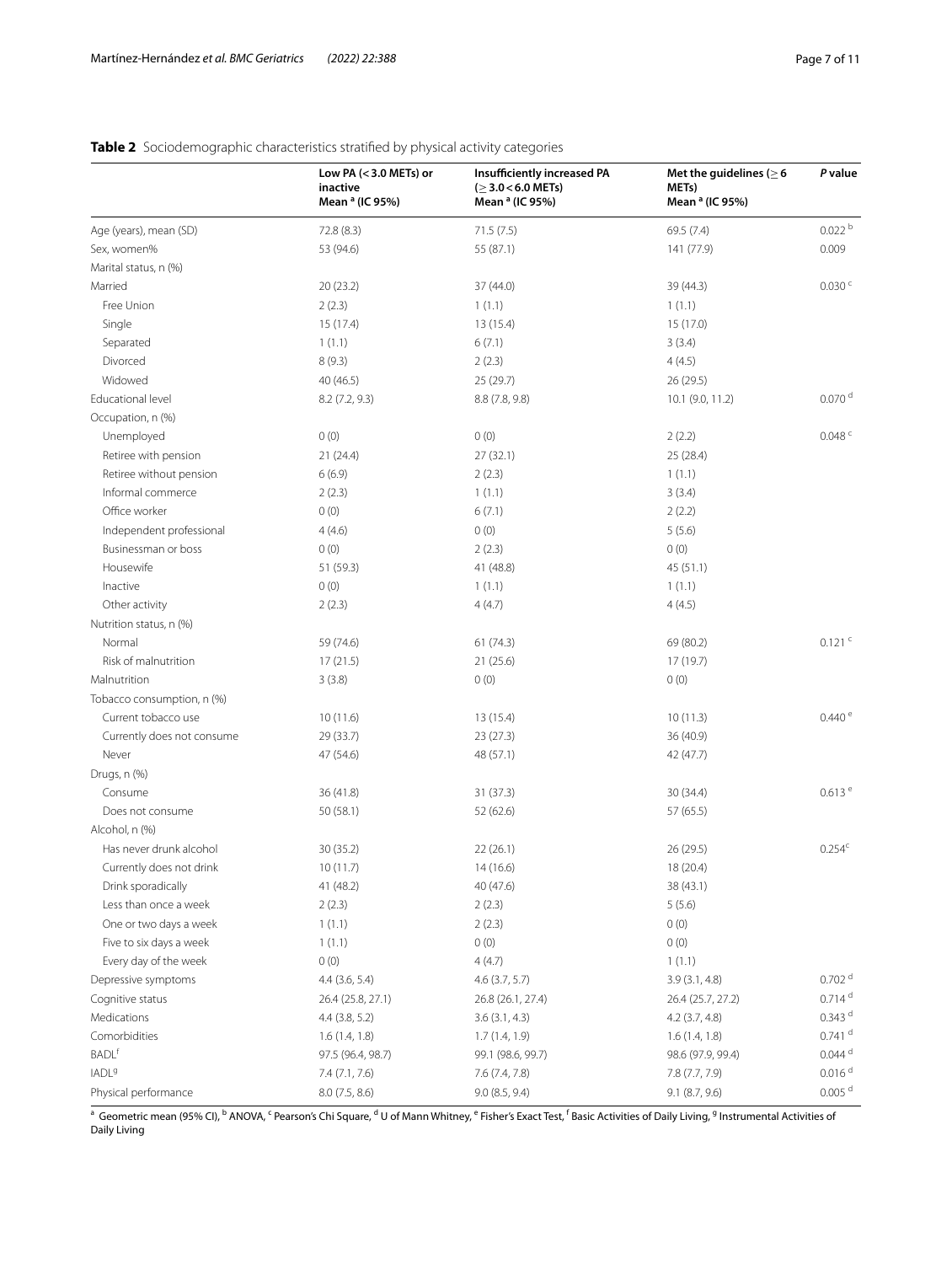**Table 2** Sociodemographic characteristics stratified by physical activity categories

| | Low PA (<3.0 METs) or inactive Mean [a] (IC 95%) | Insufficiently increased PA (≥ 3.0 < 6.0 METs) Mean [a] (IC 95%) | Met the guidelines (≥ 6 METs) Mean [a] (IC 95%) | *P* value |
|---|---|---|---|---|
| Age (years), mean (SD) | 72.8 (8.3) | 71.5 (7.5) | 69.5 (7.4) | 0.022 [b] |
| Sex, women% | 53 (94.6) | 55 (87.1) | 141 (77.9) | 0.009 |
| Marital status, n (%) | | | | |
| Married | 20 (23.2) | 37 (44.0) | 39 (44.3) | 0.030 [c] |
| Free Union | 2 (2.3) | 1 (1.1) | 1 (1.1) | |
| Single | 15 (17.4) | 13 (15.4) | 15 (17.0) | |
| Separated | 1 (1.1) | 6 (7.1) | 3 (3.4) | |
| Divorced | 8 (9.3) | 2 (2.3) | 4 (4.5) | |
| Widowed | 40 (46.5) | 25 (29.7) | 26 (29.5) | |
| Educational level | 8.2 (7.2, 9.3) | 8.8 (7.8, 9.8) | 10.1 (9.0, 11.2) | 0.070 [d] |
| Occupation, n (%) | | | | |
| Unemployed | 0 (0) | 0 (0) | 2 (2.2) | 0.048 [c] |
| Retiree with pension | 21 (24.4) | 27 (32.1) | 25 (28.4) | |
| Retiree without pension | 6 (6.9) | 2 (2.3) | 1 (1.1) | |
| Informal commerce | 2 (2.3) | 1 (1.1) | 3 (3.4) | |
| Office worker | 0 (0) | 6 (7.1) | 2 (2.2) | |
| Independent professional | 4 (4.6) | 0 (0) | 5 (5.6) | |
| Businessman or boss | 0 (0) | 2 (2.3) | 0 (0) | |
| Housewife | 51 (59.3) | 41 (48.8) | 45 (51.1) | |
| Inactive | 0 (0) | 1 (1.1) | 1 (1.1) | |
| Other activity | 2 (2.3) | 4 (4.7) | 4 (4.5) | |
| Nutrition status, n (%) | | | | |
| Normal | 59 (74.6) | 61 (74.3) | 69 (80.2) | 0.121 [c] |
| Risk of malnutrition | 17 (21.5) | 21 (25.6) | 17 (19.7) | |
| Malnutrition | 3 (3.8) | 0 (0) | 0 (0) | |
| Tobacco consumption, n (%) | | | | |
| Current tobacco use | 10 (11.6) | 13 (15.4) | 10 (11.3) | 0.440 [e] |
| Currently does not consume | 29 (33.7) | 23 (27.3) | 36 (40.9) | |
| Never | 47 (54.6) | 48 (57.1) | 42 (47.7) | |
| Drugs, n (%) | | | | |
| Consume | 36 (41.8) | 31 (37.3) | 30 (34.4) | 0.613 [e] |
| Does not consume | 50 (58.1) | 52 (62.6) | 57 (65.5) | |
| Alcohol, n (%) | | | | |
| Has never drunk alcohol | 30 (35.2) | 22 (26.1) | 26 (29.5) | 0.254[c] |
| Currently does not drink | 10 (11.7) | 14 (16.6) | 18 (20.4) | |
| Drink sporadically | 41 (48.2) | 40 (47.6) | 38 (43.1) | |
| Less than once a week | 2 (2.3) | 2 (2.3) | 5 (5.6) | |
| One or two days a week | 1 (1.1) | 2 (2.3) | 0 (0) | |
| Five to six days a week | 1 (1.1) | 0 (0) | 0 (0) | |
| Every day of the week | 0 (0) | 4 (4.7) | 1 (1.1) | |
| Depressive symptoms | 4.4 (3.6, 5.4) | 4.6 (3.7, 5.7) | 3.9 (3.1, 4.8) | 0.702 [d] |
| Cognitive status | 26.4 (25.8, 27.1) | 26.8 (26.1, 27.4) | 26.4 (25.7, 27.2) | 0.714 [d] |
| Medications | 4.4 (3.8, 5.2) | 3.6 (3.1, 4.3) | 4.2 (3.7, 4.8) | 0.343 [d] |
| Comorbidities | 1.6 (1.4, 1.8) | 1.7 (1.4, 1.9) | 1.6 (1.4, 1.8) | 0.741 [d] |
| BADL[f] | 97.5 (96.4, 98.7) | 99.1 (98.6, 99.7) | 98.6 (97.9, 99.4) | 0.044 [d] |
| IADL[g] | 7.4 (7.1, 7.6) | 7.6 (7.4, 7.8) | 7.8 (7.7, 7.9) | 0.016 [d] |
| Physical performance | 8.0 (7.5, 8.6) | 9.0 (8.5, 9.4) | 9.1 (8.7, 9.6) | 0.005 [d] |

[a] Geometric mean (95% CI), [b] ANOVA, [c] Pearson's Chi Square, [d] U of Mann Whitney, [e] Fisher's Exact Test, [f] Basic Activities of Daily Living, [g] Instrumental Activities of Daily Living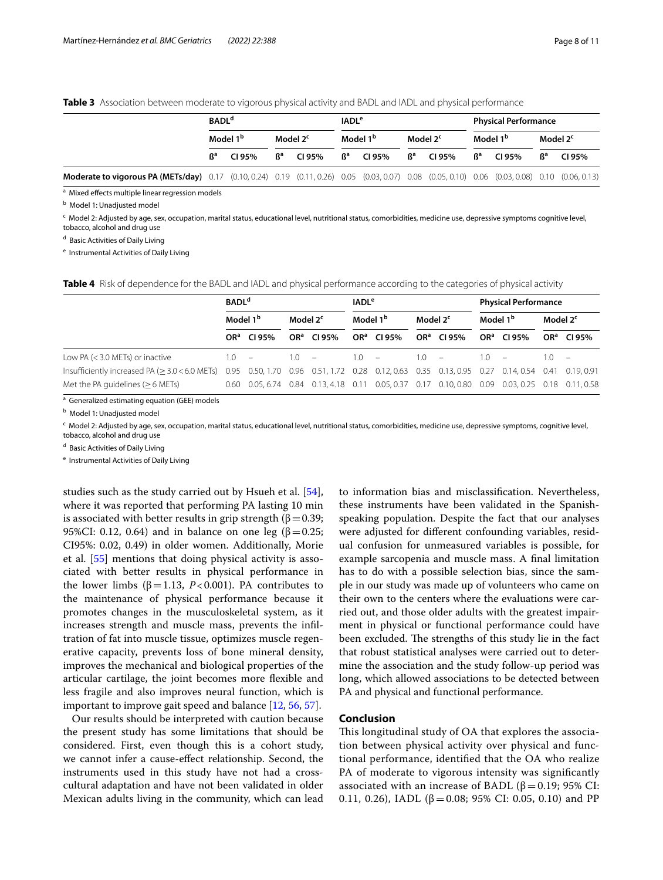**Table 3** Association between moderate to vigorous physical activity and BADL and IADL and physical performance

| | BADL[d] | | | | IADL[e] | | | | Physical Performance | | | |
|---|---|---|---|---|---|---|---|---|---|---|---|---|
| | Model 1[b] | | Model 2[c] | | Model 1[b] | | Model 2[c] | | Model 1[b] | | Model 2[c] | |
| | ß[a] | CI 95% | ß[a] | CI 95% | ß[a] | CI 95% | ß[a] | CI 95% | ß[a] | CI 95% | ß[a] | CI 95% |
| **Moderate to vigorous PA (METs/day)** | 0.17 | (0.10, 0.24) | 0.19 | (0.11, 0.26) | 0.05 | (0.03, 0.07) | 0.08 | (0.05, 0.10) | 0.06 | (0.03, 0.08) | 0.10 | (0.06, 0.13) |

[a] Mixed effects multiple linear regression models

[b] Model 1: Unadjusted model

[c] Model 2: Adjusted by age, sex, occupation, marital status, educational level, nutritional status, comorbidities, medicine use, depressive symptoms cognitive level, tobacco, alcohol and drug use

[d] Basic Activities of Daily Living

[e] Instrumental Activities of Daily Living

**Table 4** Risk of dependence for the BADL and IADL and physical performance according to the categories of physical activity

| | BADL[d] | | | | IADL[e] | | | | Physical Performance | | | |
|---|---|---|---|---|---|---|---|---|---|---|---|---|
| | Model 1[b] | | Model 2[c] | | Model 1[b] | | Model 2[c] | | Model 1[b] | | Model 2[c] | |
| | OR[a] | CI 95% | OR[a] | CI 95% | OR[a] | CI 95% | OR[a] | CI 95% | OR[a] | CI 95% | OR[a] | CI 95% |
| Low PA (< 3.0 METs) or inactive | 1.0 | – | 1.0 | – | 1.0 | – | 1.0 | – | 1.0 | – | 1.0 | – |
| Insufficiently increased PA (≥ 3.0 < 6.0 METs) | 0.95 | 0.50, 1.70 | 0.96 | 0.51, 1.72 | 0.28 | 0.12, 0.63 | 0.35 | 0.13, 0.95 | 0.27 | 0.14, 0.54 | 0.41 | 0.19, 0.91 |
| Met the PA guidelines (≥ 6 METs) | 0.60 | 0.05, 6.74 | 0.84 | 0.13, 4.18 | 0.11 | 0.05, 0.37 | 0.17 | 0.10, 0.80 | 0.09 | 0.03, 0.25 | 0.18 | 0.11, 0.58 |

[a] Generalized estimating equation (GEE) models

[b] Model 1: Unadjusted model

[c] Model 2: Adjusted by age, sex, occupation, marital status, educational level, nutritional status, comorbidities, medicine use, depressive symptoms, cognitive level, tobacco, alcohol and drug use

[d] Basic Activities of Daily Living

[e] Instrumental Activities of Daily Living

studies such as the study carried out by Hsueh et al. [54], where it was reported that performing PA lasting 10 min is associated with better results in grip strength ($\beta = 0.39$; 95%CI: 0.12, 0.64) and in balance on one leg ($\beta = 0.25$; CI95%: 0.02, 0.49) in older women. Additionally, Morie et al. [55] mentions that doing physical activity is associated with better results in physical performance in the lower limbs ($\beta = 1.13$, $P < 0.001$). PA contributes to the maintenance of physical performance because it promotes changes in the musculoskeletal system, as it increases strength and muscle mass, prevents the infiltration of fat into muscle tissue, optimizes muscle regenerative capacity, prevents loss of bone mineral density, improves the mechanical and biological properties of the articular cartilage, the joint becomes more flexible and less fragile and also improves neural function, which is important to improve gait speed and balance [12, 56, 57].

Our results should be interpreted with caution because the present study has some limitations that should be considered. First, even though this is a cohort study, we cannot infer a cause-effect relationship. Second, the instruments used in this study have not had a cross-cultural adaptation and have not been validated in older Mexican adults living in the community, which can lead to information bias and misclassification. Nevertheless, these instruments have been validated in the Spanish-speaking population. Despite the fact that our analyses were adjusted for different confounding variables, residual confusion for unmeasured variables is possible, for example sarcopenia and muscle mass. A final limitation has to do with a possible selection bias, since the sample in our study was made up of volunteers who came on their own to the centers where the evaluations were carried out, and those older adults with the greatest impairment in physical or functional performance could have been excluded. The strengths of this study lie in the fact that robust statistical analyses were carried out to determine the association and the study follow-up period was long, which allowed associations to be detected between PA and physical and functional performance.

## Conclusion

This longitudinal study of OA that explores the association between physical activity over physical and functional performance, identified that the OA who realize PA of moderate to vigorous intensity was significantly associated with an increase of BADL ($\beta = 0.19$; 95% CI: 0.11, 0.26), IADL ($\beta = 0.08$; 95% CI: 0.05, 0.10) and PP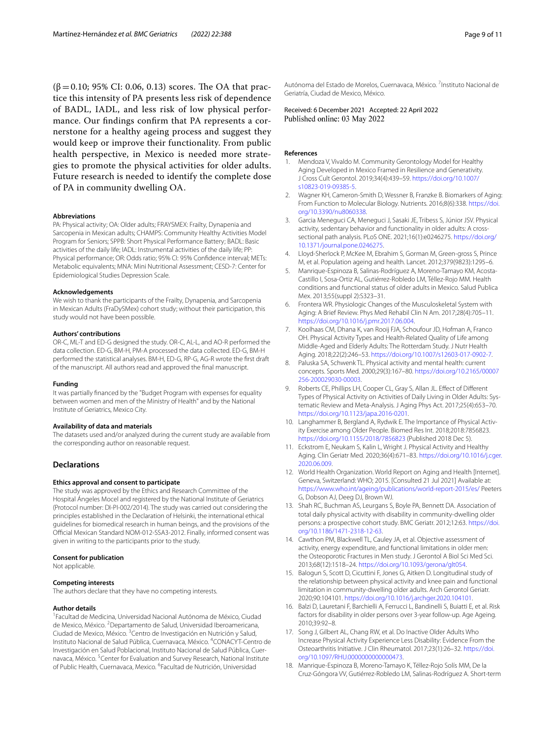(β = 0.10; 95% CI: 0.06, 0.13) scores. The OA that practice this intensity of PA presents less risk of dependence of BADL, IADL, and less risk of low physical performance. Our findings confirm that PA represents a cornerstone for a healthy ageing process and suggest they would keep or improve their functionality. From public health perspective, in Mexico is needed more strategies to promote the physical activities for older adults. Future research is needed to identify the complete dose of PA in community dwelling OA.

### Abbreviations
PA: Physical activity; OA: Older adults; FRAYSMEX: Frailty, Dynapenia and Sarcopenia in Mexican adults; CHAMPS: Community Healthy Activities Model Program for Seniors; SPPB: Short Physical Performance Battery; BADL: Basic activities of the daily life; IADL: Instrumental activities of the daily life; PP: Physical performance; OR: Odds ratio; 95% CI: 95% Confidence interval; METs: Metabolic equivalents; MNA: Mini Nutritional Assessment; CESD-7: Center for Epidemiological Studies Depression Scale.

### Acknowledgements
We wish to thank the participants of the Frailty, Dynapenia, and Sarcopenia in Mexican Adults (FraDySMex) cohort study; without their participation, this study would not have been possible.

### Authors' contributions
OR-C, ML-T and ED-G designed the study. OR-C, AL-L, and AO-R performed the data collection. ED-G, BM-H, PM-A processed the data collected. ED-G, BM-H performed the statistical analyses. BM-H, ED-G, RP-G, AG-R wrote the first draft of the manuscript. All authors read and approved the final manuscript.

### Funding
It was partially financed by the "Budget Program with expenses for equality between women and men of the Ministry of Health" and by the National Institute of Geriatrics, Mexico City.

### Availability of data and materials
The datasets used and/or analyzed during the current study are available from the corresponding author on reasonable request.

## Declarations

### Ethics approval and consent to participate
The study was approved by the Ethics and Research Committee of the Hospital Ángeles Mocel and registered by the National Institute of Geriatrics (Protocol number: DI-PI-002/2014). The study was carried out considering the principles established in the Declaration of Helsinki, the international ethical guidelines for biomedical research in human beings, and the provisions of the Official Mexican Standard NOM-012-SSA3-2012. Finally, informed consent was given in writing to the participants prior to the study.

### Consent for publication
Not applicable.

### Competing interests
The authors declare that they have no competing interests.

### Author details
[1]Facultad de Medicina, Universidad Nacional Autónoma de México, Ciudad de Mexico, México. [2]Departamento de Salud, Universidad Iberoamericana, Ciudad de Mexico, México. [3]Centro de Investigación en Nutrición y Salud, Instituto Nacional de Salud Pública, Cuernavaca, México. [4]CONACYT-Centro de Investigación en Salud Poblacional, Instituto Nacional de Salud Pública, Cuernavaca, México. [5]Center for Evaluation and Survey Research, National Institute of Public Health, Cuernavaca, Mexico. [6]Facultad de Nutrición, Universidad Autónoma del Estado de Morelos, Cuernavaca, México. [7]Instituto Nacional de Geriatría, Ciudad de Mexico, México.

Received: 6 December 2021 Accepted: 22 April 2022
Published online: 03 May 2022

### References
1. Mendoza V, Vivaldo M. Community Gerontology Model for Healthy Aging Developed in Mexico Framed in Resilience and Generativity. J Cross Cult Gerontol. 2019;34(4):439–59. https://doi.org/10.1007/s10823-019-09385-5.
2. Wagner KH, Cameron-Smith D, Wessner B, Franzke B. Biomarkers of Aging: From Function to Molecular Biology. Nutrients. 2016;8(6):338. https://doi.org/10.3390/nu8060338.
3. Garcia Meneguci CA, Meneguci J, Sasaki JE, Tribess S, Júnior JSV. Physical activity, sedentary behavior and functionality in older adults: A cross-sectional path analysis. PLoS ONE. 2021;16(1):e0246275. https://doi.org/10.1371/journal.pone.0246275.
4. Lloyd-Sherlock P, McKee M, Ebrahim S, Gorman M, Green-gross S, Prince M, et al. Population ageing and health. Lancet. 2012;379(9823):1295–6.
5. Manrique-Espinoza B, Salinas-Rodríguez A, Moreno-Tamayo KM, Acosta-Castillo I, Sosa-Ortiz AL, Gutiérrez-Robledo LM, Téllez-Rojo MM. Health conditions and functional status of older adults in Mexico. Salud Publica Mex. 2013;55(suppl 2):S323–31.
6. Frontera WR. Physiologic Changes of the Musculoskeletal System with Aging: A Brief Review. Phys Med Rehabil Clin N Am. 2017;28(4):705–11. https://doi.org/10.1016/j.pmr.2017.06.004.
7. Koolhaas CM, Dhana K, van Rooij FJA, Schoufour JD, Hofman A, Franco OH. Physical Activity Types and Health-Related Quality of Life among Middle-Aged and Elderly Adults: The Rotterdam Study. J Nutr Health Aging. 2018;22(2):246–53. https://doi.org/10.1007/s12603-017-0902-7.
8. Paluska SA, Schwenk TL. Physical activity and mental health: current concepts. Sports Med. 2000;29(3):167–80. https://doi.org/10.2165/00007256-200029030-00003.
9. Roberts CE, Phillips LH, Cooper CL, Gray S, Allan JL. Effect of Different Types of Physical Activity on Activities of Daily Living in Older Adults: Systematic Review and Meta-Analysis. J Aging Phys Act. 2017;25(4):653–70. https://doi.org/10.1123/japa.2016-0201.
10. Langhammer B, Bergland A, Rydwik E. The Importance of Physical Activity Exercise among Older People. Biomed Res Int. 2018;2018:7856823. https://doi.org/10.1155/2018/7856823 (Published 2018 Dec 5).
11. Eckstrom E, Neukam S, Kalin L, Wright J. Physical Activity and Healthy Aging. Clin Geriatr Med. 2020;36(4):671–83. https://doi.org/10.1016/j.cger.2020.06.009.
12. World Health Organization. World Report on Aging and Health [Internet]. Geneva, Switzerland: WHO; 2015. [Consulted 21 Jul 2021] Available at: https://www.who.int/ageing/publications/world-report-2015/es/ Peeters G, Dobson AJ, Deeg DJ, Brown WJ.
13. Shah RC, Buchman AS, Leurgans S, Boyle PA, Bennett DA. Association of total daily physical activity with disability in community-dwelling older persons: a prospective cohort study. BMC Geriatr. 2012;12:63. https://doi.org/10.1186/1471-2318-12-63.
14. Cawthon PM, Blackwell TL, Cauley JA, et al. Objective assessment of activity, energy expenditure, and functional limitations in older men: the Osteoporotic Fractures in Men study. J Gerontol A Biol Sci Med Sci. 2013;68(12):1518–24. https://doi.org/10.1093/gerona/glt054.
15. Balogun S, Scott D, Cicuttini F, Jones G, Aitken D. Longitudinal study of the relationship between physical activity and knee pain and functional limitation in community-dwelling older adults. Arch Gerontol Geriatr. 2020;90:104101. https://doi.org/10.1016/j.archger.2020.104101.
16. Balzi D, Lauretani F, Barchielli A, Ferrucci L, Bandinelli S, Buiatti E, et al. Risk factors for disability in older persons over 3-year follow-up. Age Ageing. 2010;39:92–8.
17. Song J, Gilbert AL, Chang RW, et al. Do Inactive Older Adults Who Increase Physical Activity Experience Less Disability: Evidence From the Osteoarthritis Initiative. J Clin Rheumatol. 2017;23(1):26–32. https://doi.org/10.1097/RHU.0000000000000473.
18. Manrique-Espinoza B, Moreno-Tamayo K, Téllez-Rojo Solís MM, De la Cruz-Góngora VV, Gutiérrez-Robledo LM, Salinas-Rodríguez A. Short-term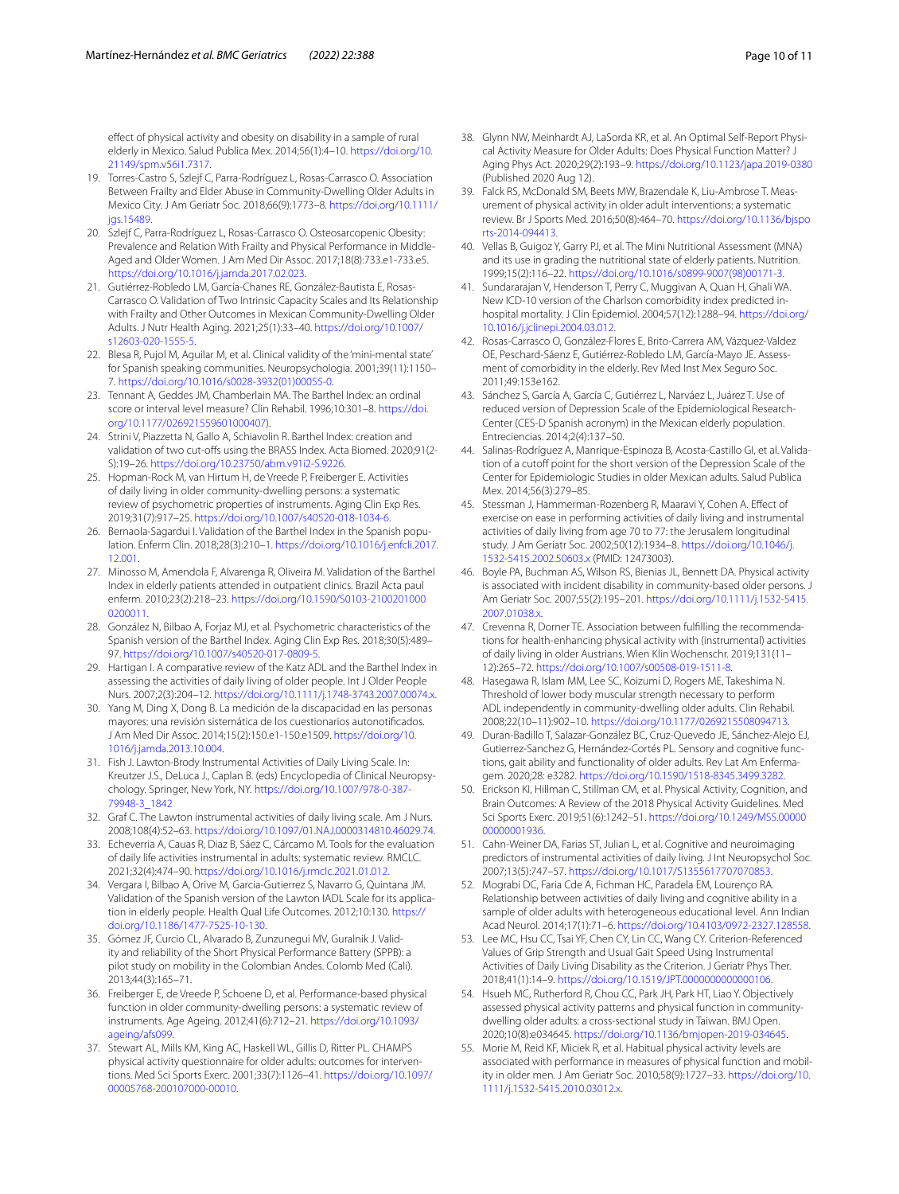effect of physical activity and obesity on disability in a sample of rural elderly in Mexico. Salud Publica Mex. 2014;56(1):4–10. https://doi.org/10.21149/spm.v56i1.7317.

19. Torres-Castro S, Szlejf C, Parra-Rodríguez L, Rosas-Carrasco O. Association Between Frailty and Elder Abuse in Community-Dwelling Older Adults in Mexico City. J Am Geriatr Soc. 2018;66(9):1773–8. https://doi.org/10.1111/jgs.15489.
20. Szlejf C, Parra-Rodríguez L, Rosas-Carrasco O. Osteosarcopenic Obesity: Prevalence and Relation With Frailty and Physical Performance in Middle-Aged and Older Women. J Am Med Dir Assoc. 2017;18(8):733.e1-733.e5. https://doi.org/10.1016/j.jamda.2017.02.023.
21. Gutiérrez-Robledo LM, García-Chanes RE, González-Bautista E, Rosas-Carrasco O. Validation of Two Intrinsic Capacity Scales and Its Relationship with Frailty and Other Outcomes in Mexican Community-Dwelling Older Adults. J Nutr Health Aging. 2021;25(1):33–40. https://doi.org/10.1007/s12603-020-1555-5.
22. Blesa R, Pujol M, Aguilar M, et al. Clinical validity of the 'mini-mental state' for Spanish speaking communities. Neuropsychologia. 2001;39(11):1150–7. https://doi.org/10.1016/s0028-3932(01)00055-0.
23. Tennant A, Geddes JM, Chamberlain MA. The Barthel Index: an ordinal score or interval level measure? Clin Rehabil. 1996;10:301–8. https://doi.org/10.1177/026921559601000407).
24. Strini V, Piazzetta N, Gallo A, Schiavolin R. Barthel Index: creation and validation of two cut-offs using the BRASS Index. Acta Biomed. 2020;91(2-S):19–26. https://doi.org/10.23750/abm.v91i2-S.9226.
25. Hopman-Rock M, van Hirtum H, de Vreede P, Freiberger E. Activities of daily living in older community-dwelling persons: a systematic review of psychometric properties of instruments. Aging Clin Exp Res. 2019;31(7):917–25. https://doi.org/10.1007/s40520-018-1034-6.
26. Bernaola-Sagardui I. Validation of the Barthel Index in the Spanish population. Enferm Clin. 2018;28(3):210–1. https://doi.org/10.1016/j.enfcli.2017.12.001.
27. Minosso M, Amendola F, Alvarenga R, Oliveira M. Validation of the Barthel Index in elderly patients attended in outpatient clinics. Brazil Acta paul enferm. 2010;23(2):218–23. https://doi.org/10.1590/S0103-21002010000200011.
28. González N, Bilbao A, Forjaz MJ, et al. Psychometric characteristics of the Spanish version of the Barthel Index. Aging Clin Exp Res. 2018;30(5):489–97. https://doi.org/10.1007/s40520-017-0809-5.
29. Hartigan I. A comparative review of the Katz ADL and the Barthel Index in assessing the activities of daily living of older people. Int J Older People Nurs. 2007;2(3):204–12. https://doi.org/10.1111/j.1748-3743.2007.00074.x.
30. Yang M, Ding X, Dong B. La medición de la discapacidad en las personas mayores: una revisión sistemática de los cuestionarios autonotificados. J Am Med Dir Assoc. 2014;15(2):150.e1-150.e1509. https://doi.org/10.1016/j.jamda.2013.10.004.
31. Fish J. Lawton-Brody Instrumental Activities of Daily Living Scale. In: Kreutzer J.S., DeLuca J., Caplan B. (eds) Encyclopedia of Clinical Neuropsychology. Springer, New York, NY. https://doi.org/10.1007/978-0-387-79948-3_1842
32. Graf C. The Lawton instrumental activities of daily living scale. Am J Nurs. 2008;108(4):52–63. https://doi.org/10.1097/01.NAJ.0000314810.46029.74.
33. Echeverria A, Cauas R, Diaz B, Sáez C, Cárcamo M. Tools for the evaluation of daily life activities instrumental in adults: systematic review. RMCLC. 2021;32(4):474–90. https://doi.org/10.1016/j.rmclc.2021.01.012.
34. Vergara I, Bilbao A, Orive M, Garcia-Gutierrez S, Navarro G, Quintana JM. Validation of the Spanish version of the Lawton IADL Scale for its application in elderly people. Health Qual Life Outcomes. 2012;10:130. https://doi.org/10.1186/1477-7525-10-130.
35. Gómez JF, Curcio CL, Alvarado B, Zunzunegui MV, Guralnik J. Validity and reliability of the Short Physical Performance Battery (SPPB): a pilot study on mobility in the Colombian Andes. Colomb Med (Cali). 2013;44(3):165–71.
36. Freiberger E, de Vreede P, Schoene D, et al. Performance-based physical function in older community-dwelling persons: a systematic review of instruments. Age Ageing. 2012;41(6):712–21. https://doi.org/10.1093/ageing/afs099.
37. Stewart AL, Mills KM, King AC, Haskell WL, Gillis D, Ritter PL. CHAMPS physical activity questionnaire for older adults: outcomes for interventions. Med Sci Sports Exerc. 2001;33(7):1126–41. https://doi.org/10.1097/00005768-200107000-00010.
38. Glynn NW, Meinhardt AJ, LaSorda KR, et al. An Optimal Self-Report Physical Activity Measure for Older Adults: Does Physical Function Matter? J Aging Phys Act. 2020;29(2):193–9. https://doi.org/10.1123/japa.2019-0380 (Published 2020 Aug 12).
39. Falck RS, McDonald SM, Beets MW, Brazendale K, Liu-Ambrose T. Measurement of physical activity in older adult interventions: a systematic review. Br J Sports Med. 2016;50(8):464–70. https://doi.org/10.1136/bjsports-2014-094413.
40. Vellas B, Guigoz Y, Garry PJ, et al. The Mini Nutritional Assessment (MNA) and its use in grading the nutritional state of elderly patients. Nutrition. 1999;15(2):116–22. https://doi.org/10.1016/s0899-9007(98)00171-3.
41. Sundararajan V, Henderson T, Perry C, Muggivan A, Quan H, Ghali WA. New ICD-10 version of the Charlson comorbidity index predicted in-hospital mortality. J Clin Epidemiol. 2004;57(12):1288–94. https://doi.org/10.1016/j.jclinepi.2004.03.012.
42. Rosas-Carrasco O, González-Flores E, Brito-Carrera AM, Vázquez-Valdez OE, Peschard-Sáenz E, Gutiérrez-Robledo LM, García-Mayo JE. Assessment of comorbidity in the elderly. Rev Med Inst Mex Seguro Soc. 2011;49:153e162.
43. Sánchez S, García A, García C, Gutiérrez L, Narváez L, Juárez T. Use of reduced version of Depression Scale of the Epidemiological Research-Center (CES-D Spanish acronym) in the Mexican elderly population. Entreciencias. 2014;2(4):137–50.
44. Salinas-Rodríguez A, Manrique-Espinoza B, Acosta-Castillo GI, et al. Validation of a cutoff point for the short version of the Depression Scale of the Center for Epidemiologic Studies in older Mexican adults. Salud Publica Mex. 2014;56(3):279–85.
45. Stessman J, Hammerman-Rozenberg R, Maaravi Y, Cohen A. Effect of exercise on ease in performing activities of daily living and instrumental activities of daily living from age 70 to 77: the Jerusalem longitudinal study. J Am Geriatr Soc. 2002;50(12):1934–8. https://doi.org/10.1046/j.1532-5415.2002.50603.x (PMID: 12473003).
46. Boyle PA, Buchman AS, Wilson RS, Bienias JL, Bennett DA. Physical activity is associated with incident disability in community-based older persons. J Am Geriatr Soc. 2007;55(2):195–201. https://doi.org/10.1111/j.1532-5415.2007.01038.x.
47. Crevenna R, Dorner TE. Association between fulfilling the recommendations for health-enhancing physical activity with (instrumental) activities of daily living in older Austrians. Wien Klin Wochenschr. 2019;131(11–12):265–72. https://doi.org/10.1007/s00508-019-1511-8.
48. Hasegawa R, Islam MM, Lee SC, Koizumi D, Rogers ME, Takeshima N. Threshold of lower body muscular strength necessary to perform ADL independently in community-dwelling older adults. Clin Rehabil. 2008;22(10–11):902–10. https://doi.org/10.1177/0269215508094713.
49. Duran-Badillo T, Salazar-González BC, Cruz-Quevedo JE, Sánchez-Alejo EJ, Gutierrez-Sanchez G, Hernández-Cortés PL. Sensory and cognitive functions, gait ability and functionality of older adults. Rev Lat Am Enfermagem. 2020;28: e3282. https://doi.org/10.1590/1518-8345.3499.3282.
50. Erickson KI, Hillman C, Stillman CM, et al. Physical Activity, Cognition, and Brain Outcomes: A Review of the 2018 Physical Activity Guidelines. Med Sci Sports Exerc. 2019;51(6):1242–51. https://doi.org/10.1249/MSS.0000000000001936.
51. Cahn-Weiner DA, Farias ST, Julian L, et al. Cognitive and neuroimaging predictors of instrumental activities of daily living. J Int Neuropsychol Soc. 2007;13(5):747–57. https://doi.org/10.1017/S1355617707070853.
52. Mograbi DC, Faria Cde A, Fichman HC, Paradela EM, Lourenço RA. Relationship between activities of daily living and cognitive ability in a sample of older adults with heterogeneous educational level. Ann Indian Acad Neurol. 2014;17(1):71–6. https://doi.org/10.4103/0972-2327.128558.
53. Lee MC, Hsu CC, Tsai YF, Chen CY, Lin CC, Wang CY. Criterion-Referenced Values of Grip Strength and Usual Gait Speed Using Instrumental Activities of Daily Living Disability as the Criterion. J Geriatr Phys Ther. 2018;41(1):14–9. https://doi.org/10.1519/JPT.0000000000000106.
54. Hsueh MC, Rutherford R, Chou CC, Park JH, Park HT, Liao Y. Objectively assessed physical activity patterns and physical function in community-dwelling older adults: a cross-sectional study in Taiwan. BMJ Open. 2020;10(8):e034645. https://doi.org/10.1136/bmjopen-2019-034645.
55. Morie M, Reid KF, Miciek R, et al. Habitual physical activity levels are associated with performance in measures of physical function and mobility in older men. J Am Geriatr Soc. 2010;58(9):1727–33. https://doi.org/10.1111/j.1532-5415.2010.03012.x.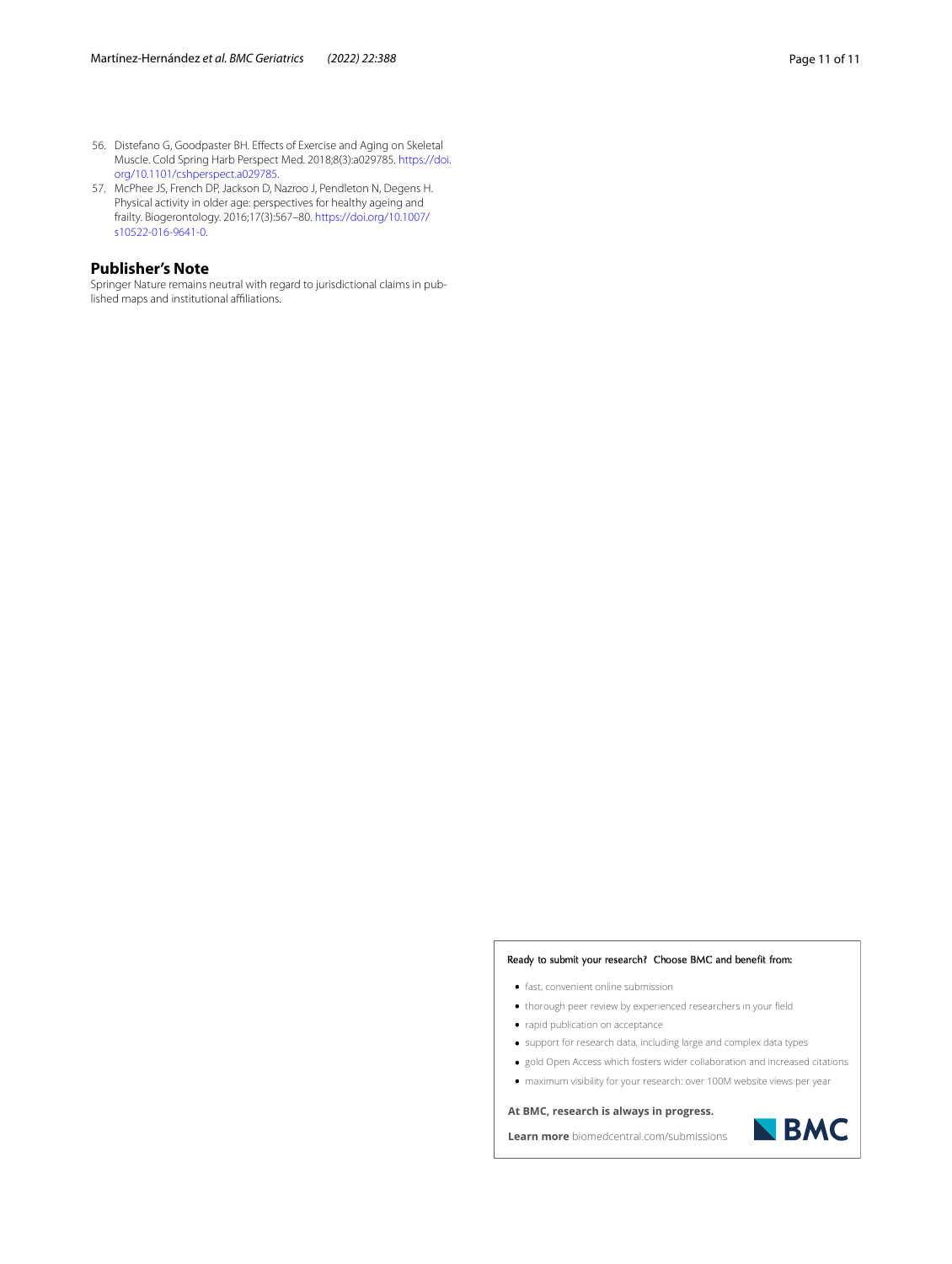56. Distefano G, Goodpaster BH. Effects of Exercise and Aging on Skeletal Muscle. Cold Spring Harb Perspect Med. 2018;8(3):a029785. https://doi.org/10.1101/cshperspect.a029785.
57. McPhee JS, French DP, Jackson D, Nazroo J, Pendleton N, Degens H. Physical activity in older age: perspectives for healthy ageing and frailty. Biogerontology. 2016;17(3):567–80. https://doi.org/10.1007/s10522-016-9641-0.

## Publisher's Note

Springer Nature remains neutral with regard to jurisdictional claims in published maps and institutional affiliations.

Ready to submit your research? Choose BMC and benefit from:

- fast, convenient online submission
- thorough peer review by experienced researchers in your field
- rapid publication on acceptance
- support for research data, including large and complex data types
- gold Open Access which fosters wider collaboration and increased citations
- maximum visibility for your research: over 100M website views per year

**At BMC, research is always in progress.**

**Learn more** biomedcentral.com/submissions

BMC